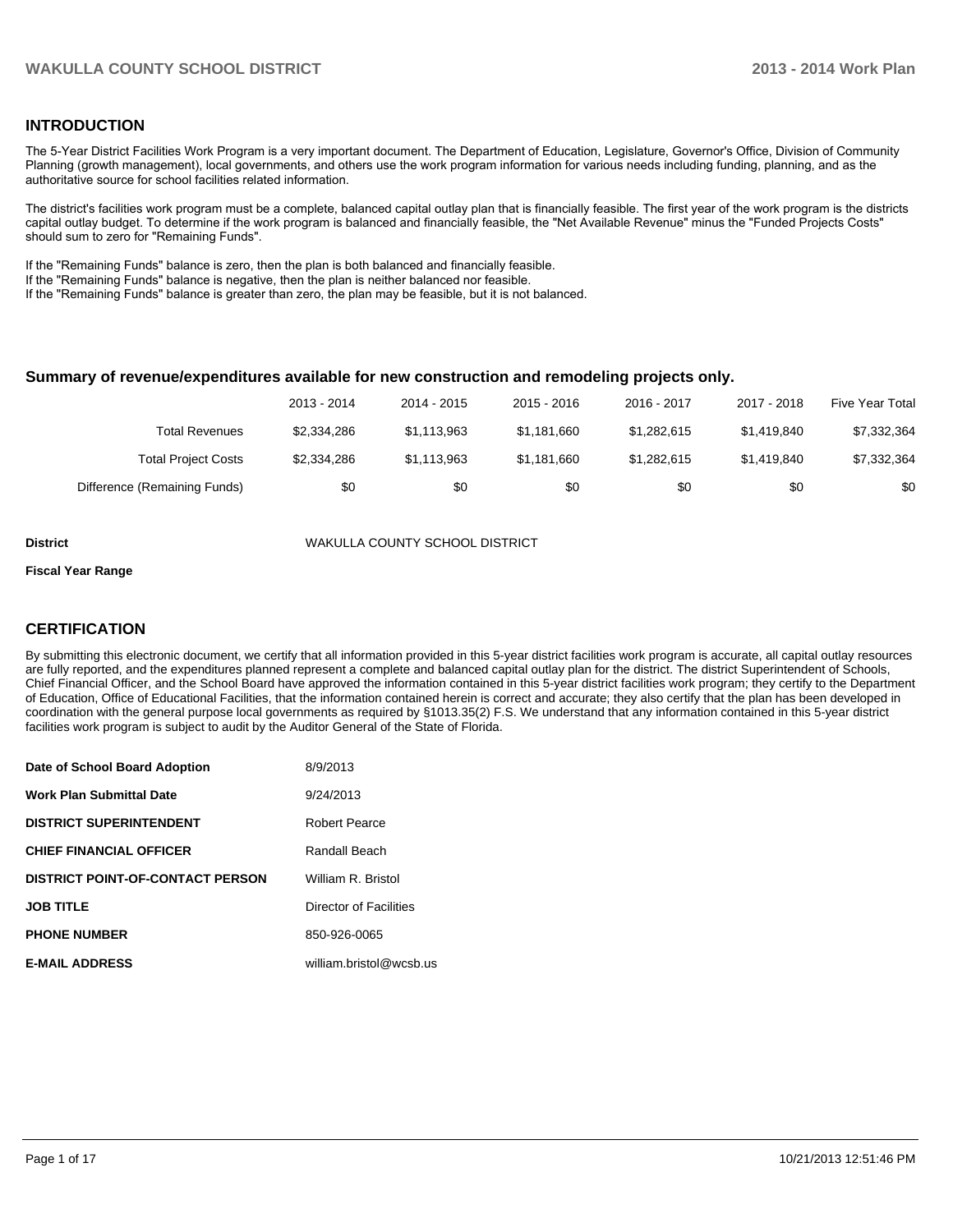## INTRODUCTION

The 5-Year District Facilities Work Program is a very important document. The Department of Education, Legislature, Governor's Office, Division of Community Planning (growth management), local governments, and others use the work program information for various needs including funding, planning, and as the authoritative source for school facilities related information.

The district's facilities work program must be a complete, balanced capital outlay plan that is financially feasible. The first year of the work program is the districts capital outlay budget. To determine if the work program is balanced and financially feasible, the "Net Available Revenue" minus the "Funded Projects Costs" should sum to zero for "Remaining Funds".

If the "Remaining Funds" balance is zero, then the plan is both balanced and financially feasible.
If the "Remaining Funds" balance is negative, then the plan is neither balanced nor feasible.
If the "Remaining Funds" balance is greater than zero, the plan may be feasible, but it is not balanced.

### Summary of revenue/expenditures available for new construction and remodeling projects only.

| | 2013 - 2014 | 2014 - 2015 | 2015 - 2016 | 2016 - 2017 | 2017 - 2018 | Five Year Total |
|---|---|---|---|---|---|---|
| Total Revenues | $2,334,286 | $1,113,963 | $1,181,660 | $1,282,615 | $1,419,840 | $7,332,364 |
| Total Project Costs | $2,334,286 | $1,113,963 | $1,181,660 | $1,282,615 | $1,419,840 | $7,332,364 |
| Difference (Remaining Funds) | $0 | $0 | $0 | $0 | $0 | $0 |

**District** WAKULLA COUNTY SCHOOL DISTRICT

**Fiscal Year Range**

## CERTIFICATION

By submitting this electronic document, we certify that all information provided in this 5-year district facilities work program is accurate, all capital outlay resources are fully reported, and the expenditures planned represent a complete and balanced capital outlay plan for the district. The district Superintendent of Schools, Chief Financial Officer, and the School Board have approved the information contained in this 5-year district facilities work program; they certify to the Department of Education, Office of Educational Facilities, that the information contained herein is correct and accurate; they also certify that the plan has been developed in coordination with the general purpose local governments as required by §1013.35(2) F.S. We understand that any information contained in this 5-year district facilities work program is subject to audit by the Auditor General of the State of Florida.

| | |
|---|---|
| **Date of School Board Adoption** | 8/9/2013 |
| **Work Plan Submittal Date** | 9/24/2013 |
| **DISTRICT SUPERINTENDENT** | Robert Pearce |
| **CHIEF FINANCIAL OFFICER** | Randall Beach |
| **DISTRICT POINT-OF-CONTACT PERSON** | William R. Bristol |
| **JOB TITLE** | Director of Facilities |
| **PHONE NUMBER** | 850-926-0065 |
| **E-MAIL ADDRESS** | william.bristol@wcsb.us |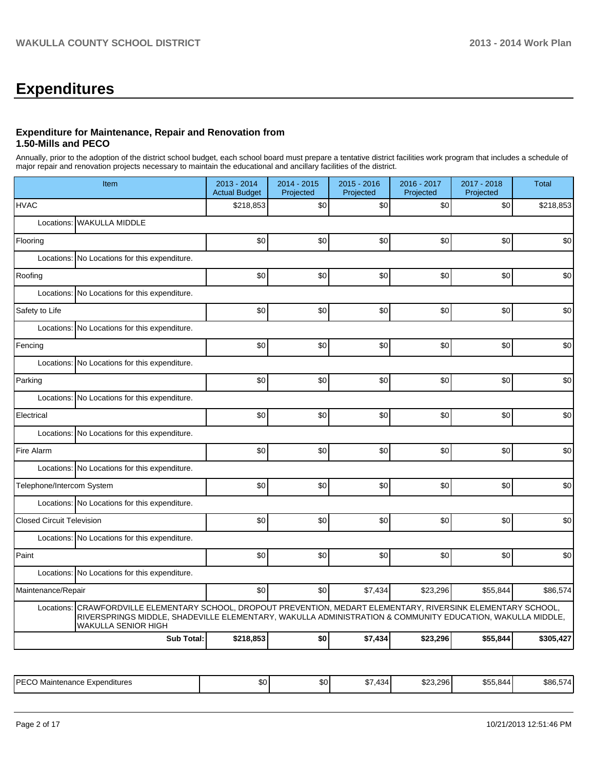# Expenditures

### Expenditure for Maintenance, Repair and Renovation from 1.50-Mills and PECO

Annually, prior to the adoption of the district school budget, each school board must prepare a tentative district facilities work program that includes a schedule of major repair and renovation projects necessary to maintain the educational and ancillary facilities of the district.

| Item | | 2013 - 2014 Actual Budget | 2014 - 2015 Projected | 2015 - 2016 Projected | 2016 - 2017 Projected | 2017 - 2018 Projected | Total |
|---|---|---|---|---|---|---|---|
| HVAC | | $218,853 | $0 | $0 | $0 | $0 | $218,853 |
| Locations: | WAKULLA MIDDLE | | | | | | |
| Flooring | | $0 | $0 | $0 | $0 | $0 | $0 |
| Locations: | No Locations for this expenditure. | | | | | | |
| Roofing | | $0 | $0 | $0 | $0 | $0 | $0 |
| Locations: | No Locations for this expenditure. | | | | | | |
| Safety to Life | | $0 | $0 | $0 | $0 | $0 | $0 |
| Locations: | No Locations for this expenditure. | | | | | | |
| Fencing | | $0 | $0 | $0 | $0 | $0 | $0 |
| Locations: | No Locations for this expenditure. | | | | | | |
| Parking | | $0 | $0 | $0 | $0 | $0 | $0 |
| Locations: | No Locations for this expenditure. | | | | | | |
| Electrical | | $0 | $0 | $0 | $0 | $0 | $0 |
| Locations: | No Locations for this expenditure. | | | | | | |
| Fire Alarm | | $0 | $0 | $0 | $0 | $0 | $0 |
| Locations: | No Locations for this expenditure. | | | | | | |
| Telephone/Intercom System | | $0 | $0 | $0 | $0 | $0 | $0 |
| Locations: | No Locations for this expenditure. | | | | | | |
| Closed Circuit Television | | $0 | $0 | $0 | $0 | $0 | $0 |
| Locations: | No Locations for this expenditure. | | | | | | |
| Paint | | $0 | $0 | $0 | $0 | $0 | $0 |
| Locations: | No Locations for this expenditure. | | | | | | |
| Maintenance/Repair | | $0 | $0 | $7,434 | $23,296 | $55,844 | $86,574 |
| Locations: | CRAWFORDVILLE ELEMENTARY SCHOOL, DROPOUT PREVENTION, MEDART ELEMENTARY, RIVERSINK ELEMENTARY SCHOOL, RIVERSPRINGS MIDDLE, SHADEVILLE ELEMENTARY, WAKULLA ADMINISTRATION & COMMUNITY EDUCATION, WAKULLA MIDDLE, WAKULLA SENIOR HIGH | | | | | | |
| | **Sub Total:** | **$218,853** | **$0** | **$7,434** | **$23,296** | **$55,844** | **$305,427** |

| | | | | | | |
|---|---|---|---|---|---|---|
| PECO Maintenance Expenditures | $0 | $0 | $7,434 | $23,296 | $55,844 | $86,574 |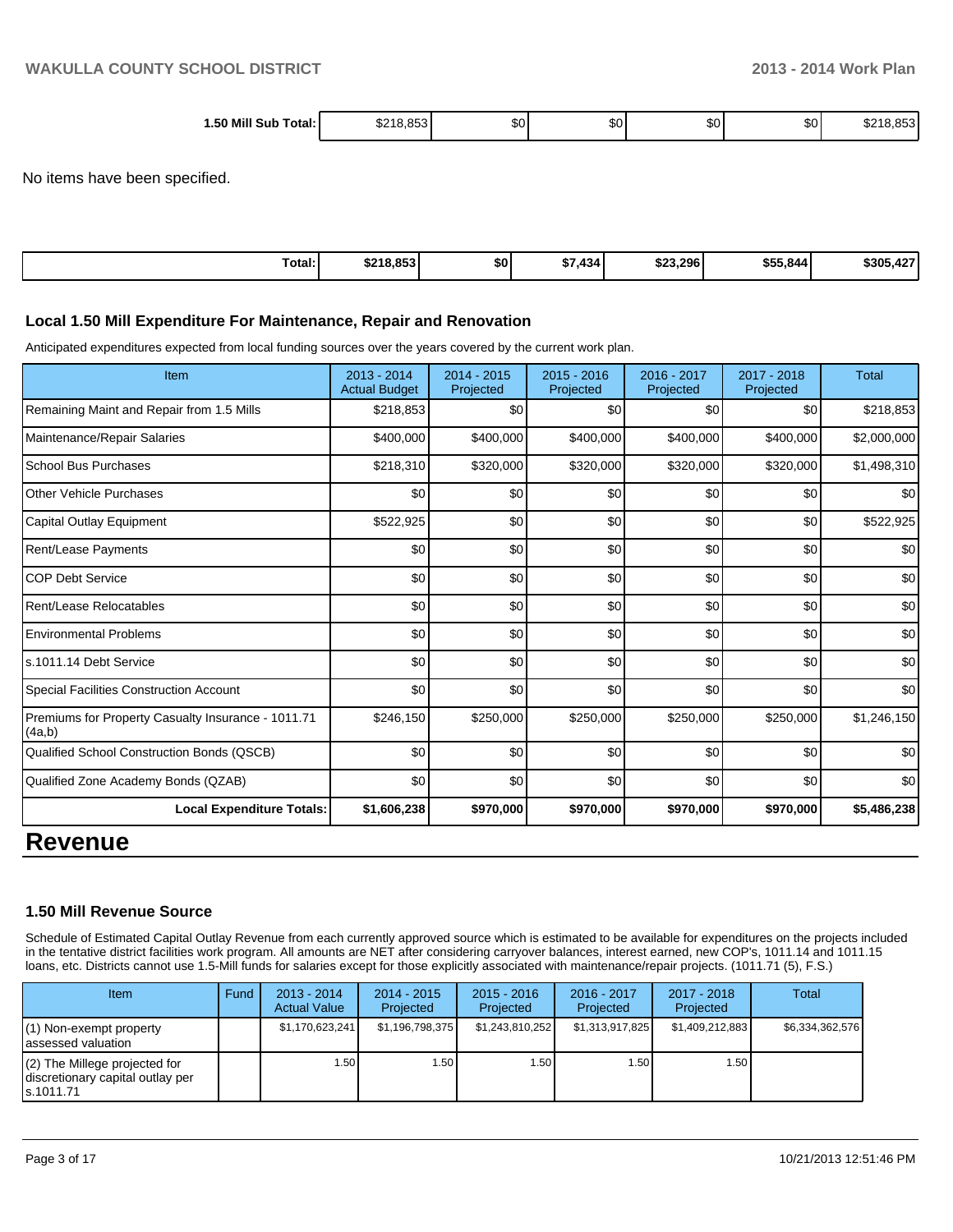| 1.50 Mill Sub Total: | $218,853 | $0 | $0 | $0 | $0 | $218,853 |
|---|---|---|---|---|---|---|

No items have been specified.

| Total: | $218,853 | $0 | $7,434 | $23,296 | $55,844 | $305,427 |
|---|---|---|---|---|---|---|

### Local 1.50 Mill Expenditure For Maintenance, Repair and Renovation

Anticipated expenditures expected from local funding sources over the years covered by the current work plan.

| Item | 2013 - 2014 Actual Budget | 2014 - 2015 Projected | 2015 - 2016 Projected | 2016 - 2017 Projected | 2017 - 2018 Projected | Total |
|---|---|---|---|---|---|---|
| Remaining Maint and Repair from 1.5 Mills | $218,853 | $0 | $0 | $0 | $0 | $218,853 |
| Maintenance/Repair Salaries | $400,000 | $400,000 | $400,000 | $400,000 | $400,000 | $2,000,000 |
| School Bus Purchases | $218,310 | $320,000 | $320,000 | $320,000 | $320,000 | $1,498,310 |
| Other Vehicle Purchases | $0 | $0 | $0 | $0 | $0 | $0 |
| Capital Outlay Equipment | $522,925 | $0 | $0 | $0 | $0 | $522,925 |
| Rent/Lease Payments | $0 | $0 | $0 | $0 | $0 | $0 |
| COP Debt Service | $0 | $0 | $0 | $0 | $0 | $0 |
| Rent/Lease Relocatables | $0 | $0 | $0 | $0 | $0 | $0 |
| Environmental Problems | $0 | $0 | $0 | $0 | $0 | $0 |
| s.1011.14 Debt Service | $0 | $0 | $0 | $0 | $0 | $0 |
| Special Facilities Construction Account | $0 | $0 | $0 | $0 | $0 | $0 |
| Premiums for Property Casualty Insurance - 1011.71 (4a,b) | $246,150 | $250,000 | $250,000 | $250,000 | $250,000 | $1,246,150 |
| Qualified School Construction Bonds (QSCB) | $0 | $0 | $0 | $0 | $0 | $0 |
| Qualified Zone Academy Bonds (QZAB) | $0 | $0 | $0 | $0 | $0 | $0 |
| **Local Expenditure Totals:** | **$1,606,238** | **$970,000** | **$970,000** | **$970,000** | **$970,000** | **$5,486,238** |

# Revenue

### 1.50 Mill Revenue Source

Schedule of Estimated Capital Outlay Revenue from each currently approved source which is estimated to be available for expenditures on the projects included in the tentative district facilities work program. All amounts are NET after considering carryover balances, interest earned, new COP's, 1011.14 and 1011.15 loans, etc. Districts cannot use 1.5-Mill funds for salaries except for those explicitly associated with maintenance/repair projects. (1011.71 (5), F.S.)

| Item | Fund | 2013 - 2014 Actual Value | 2014 - 2015 Projected | 2015 - 2016 Projected | 2016 - 2017 Projected | 2017 - 2018 Projected | Total |
|---|---|---|---|---|---|---|---|
| (1) Non-exempt property assessed valuation | | $1,170,623,241 | $1,196,798,375 | $1,243,810,252 | $1,313,917,825 | $1,409,212,883 | $6,334,362,576 |
| (2) The Millege projected for discretionary capital outlay per s.1011.71 | | 1.50 | 1.50 | 1.50 | 1.50 | 1.50 | |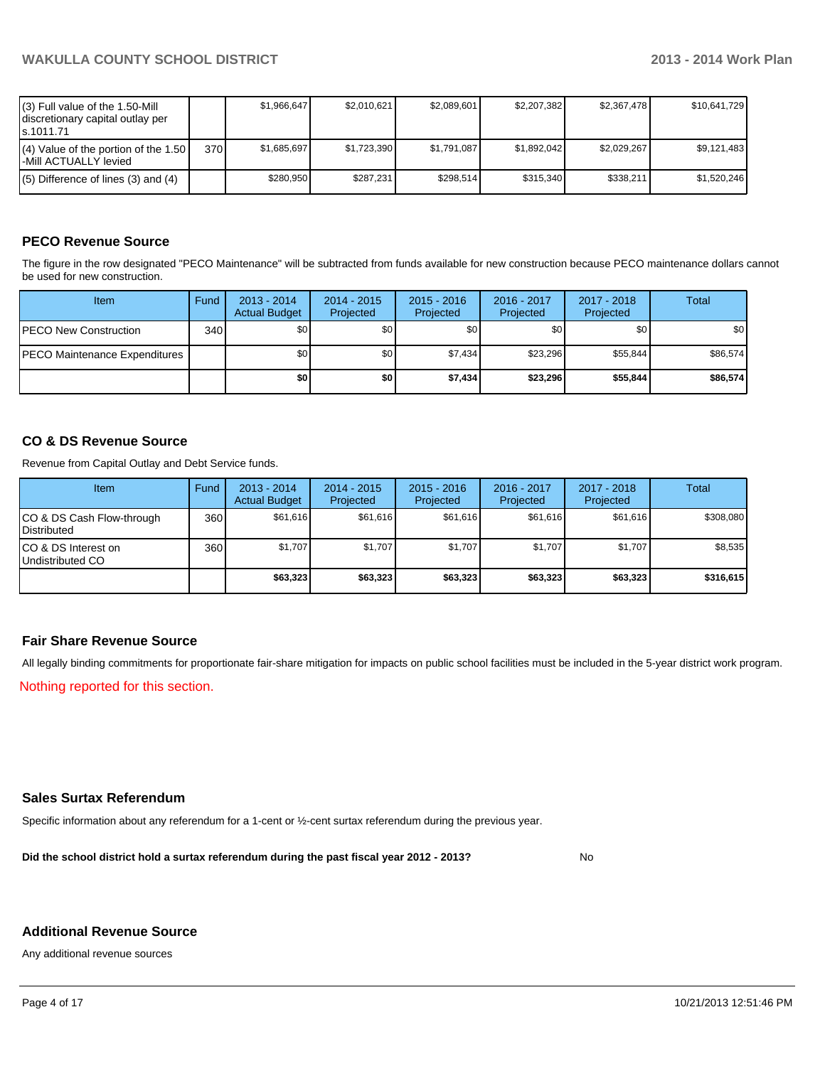| | | | | | | | |
|---|---|---|---|---|---|---|---|
| (3) Full value of the 1.50-Mill discretionary capital outlay per s.1011.71 | | $1,966,647 | $2,010,621 | $2,089,601 | $2,207,382 | $2,367,478 | $10,641,729 |
| (4) Value of the portion of the 1.50 -Mill ACTUALLY levied | 370 | $1,685,697 | $1,723,390 | $1,791,087 | $1,892,042 | $2,029,267 | $9,121,483 |
| (5) Difference of lines (3) and (4) | | $280,950 | $287,231 | $298,514 | $315,340 | $338,211 | $1,520,246 |

## PECO Revenue Source

The figure in the row designated "PECO Maintenance" will be subtracted from funds available for new construction because PECO maintenance dollars cannot be used for new construction.

| Item | Fund | 2013 - 2014 Actual Budget | 2014 - 2015 Projected | 2015 - 2016 Projected | 2016 - 2017 Projected | 2017 - 2018 Projected | Total |
|---|---|---|---|---|---|---|---|
| PECO New Construction | 340 | $0 | $0 | $0 | $0 | $0 | $0 |
| PECO Maintenance Expenditures | | $0 | $0 | $7,434 | $23,296 | $55,844 | $86,574 |
| | | **$0** | **$0** | **$7,434** | **$23,296** | **$55,844** | **$86,574** |

## CO & DS Revenue Source

Revenue from Capital Outlay and Debt Service funds.

| Item | Fund | 2013 - 2014 Actual Budget | 2014 - 2015 Projected | 2015 - 2016 Projected | 2016 - 2017 Projected | 2017 - 2018 Projected | Total |
|---|---|---|---|---|---|---|---|
| CO & DS Cash Flow-through Distributed | 360 | $61,616 | $61,616 | $61,616 | $61,616 | $61,616 | $308,080 |
| CO & DS Interest on Undistributed CO | 360 | $1,707 | $1,707 | $1,707 | $1,707 | $1,707 | $8,535 |
| | | **$63,323** | **$63,323** | **$63,323** | **$63,323** | **$63,323** | **$316,615** |

## Fair Share Revenue Source

All legally binding commitments for proportionate fair-share mitigation for impacts on public school facilities must be included in the 5-year district work program.

Nothing reported for this section.

## Sales Surtax Referendum

Specific information about any referendum for a 1-cent or ½-cent surtax referendum during the previous year.

**Did the school district hold a surtax referendum during the past fiscal year 2012 - 2013?** No

## Additional Revenue Source

Any additional revenue sources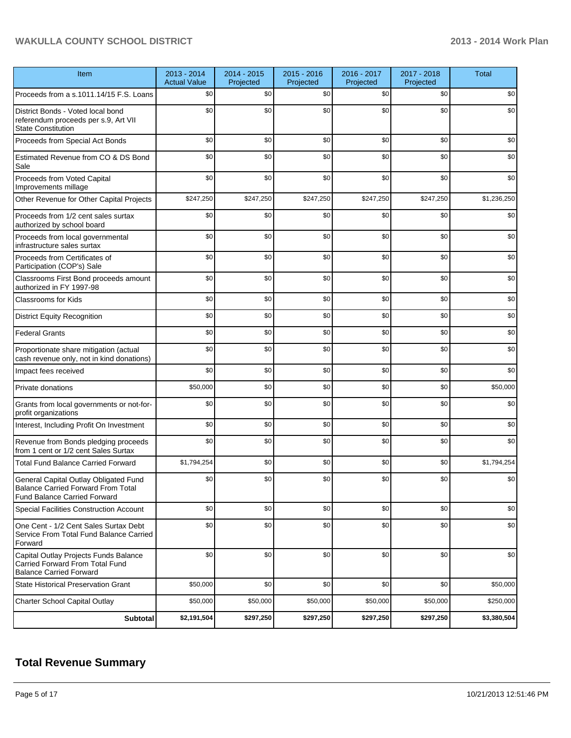| Item | 2013 - 2014 Actual Value | 2014 - 2015 Projected | 2015 - 2016 Projected | 2016 - 2017 Projected | 2017 - 2018 Projected | Total |
|---|---|---|---|---|---|---|
| Proceeds from a s.1011.14/15 F.S. Loans | $0 | $0 | $0 | $0 | $0 | $0 |
| District Bonds - Voted local bond referendum proceeds per s.9, Art VII State Constitution | $0 | $0 | $0 | $0 | $0 | $0 |
| Proceeds from Special Act Bonds | $0 | $0 | $0 | $0 | $0 | $0 |
| Estimated Revenue from CO & DS Bond Sale | $0 | $0 | $0 | $0 | $0 | $0 |
| Proceeds from Voted Capital Improvements millage | $0 | $0 | $0 | $0 | $0 | $0 |
| Other Revenue for Other Capital Projects | $247,250 | $247,250 | $247,250 | $247,250 | $247,250 | $1,236,250 |
| Proceeds from 1/2 cent sales surtax authorized by school board | $0 | $0 | $0 | $0 | $0 | $0 |
| Proceeds from local governmental infrastructure sales surtax | $0 | $0 | $0 | $0 | $0 | $0 |
| Proceeds from Certificates of Participation (COP's) Sale | $0 | $0 | $0 | $0 | $0 | $0 |
| Classrooms First Bond proceeds amount authorized in FY 1997-98 | $0 | $0 | $0 | $0 | $0 | $0 |
| Classrooms for Kids | $0 | $0 | $0 | $0 | $0 | $0 |
| District Equity Recognition | $0 | $0 | $0 | $0 | $0 | $0 |
| Federal Grants | $0 | $0 | $0 | $0 | $0 | $0 |
| Proportionate share mitigation (actual cash revenue only, not in kind donations) | $0 | $0 | $0 | $0 | $0 | $0 |
| Impact fees received | $0 | $0 | $0 | $0 | $0 | $0 |
| Private donations | $50,000 | $0 | $0 | $0 | $0 | $50,000 |
| Grants from local governments or not-for-profit organizations | $0 | $0 | $0 | $0 | $0 | $0 |
| Interest, Including Profit On Investment | $0 | $0 | $0 | $0 | $0 | $0 |
| Revenue from Bonds pledging proceeds from 1 cent or 1/2 cent Sales Surtax | $0 | $0 | $0 | $0 | $0 | $0 |
| Total Fund Balance Carried Forward | $1,794,254 | $0 | $0 | $0 | $0 | $1,794,254 |
| General Capital Outlay Obligated Fund Balance Carried Forward From Total Fund Balance Carried Forward | $0 | $0 | $0 | $0 | $0 | $0 |
| Special Facilities Construction Account | $0 | $0 | $0 | $0 | $0 | $0 |
| One Cent - 1/2 Cent Sales Surtax Debt Service From Total Fund Balance Carried Forward | $0 | $0 | $0 | $0 | $0 | $0 |
| Capital Outlay Projects Funds Balance Carried Forward From Total Fund Balance Carried Forward | $0 | $0 | $0 | $0 | $0 | $0 |
| State Historical Preservation Grant | $50,000 | $0 | $0 | $0 | $0 | $50,000 |
| Charter School Capital Outlay | $50,000 | $50,000 | $50,000 | $50,000 | $50,000 | $250,000 |
| **Subtotal** | **$2,191,504** | **$297,250** | **$297,250** | **$297,250** | **$297,250** | **$3,380,504** |

## Total Revenue Summary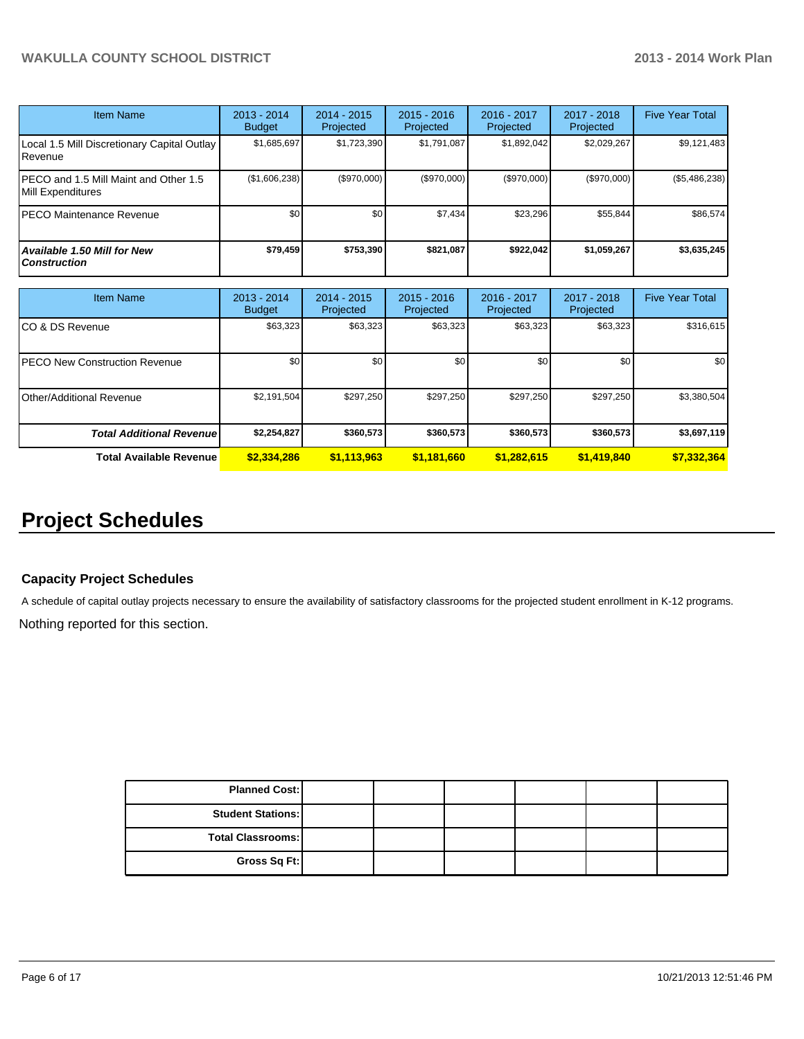| Item Name | 2013 - 2014 Budget | 2014 - 2015 Projected | 2015 - 2016 Projected | 2016 - 2017 Projected | 2017 - 2018 Projected | Five Year Total |
|---|---|---|---|---|---|---|
| Local 1.5 Mill Discretionary Capital Outlay Revenue | $1,685,697 | $1,723,390 | $1,791,087 | $1,892,042 | $2,029,267 | $9,121,483 |
| PECO and 1.5 Mill Maint and Other 1.5 Mill Expenditures | ($1,606,238) | ($970,000) | ($970,000) | ($970,000) | ($970,000) | ($5,486,238) |
| PECO Maintenance Revenue | $0 | $0 | $7,434 | $23,296 | $55,844 | $86,574 |
| ***Available 1.50 Mill for New Construction*** | **$79,459** | **$753,390** | **$821,087** | **$922,042** | **$1,059,267** | **$3,635,245** |

| Item Name | 2013 - 2014 Budget | 2014 - 2015 Projected | 2015 - 2016 Projected | 2016 - 2017 Projected | 2017 - 2018 Projected | Five Year Total |
|---|---|---|---|---|---|---|
| CO & DS Revenue | $63,323 | $63,323 | $63,323 | $63,323 | $63,323 | $316,615 |
| PECO New Construction Revenue | $0 | $0 | $0 | $0 | $0 | $0 |
| Other/Additional Revenue | $2,191,504 | $297,250 | $297,250 | $297,250 | $297,250 | $3,380,504 |
| ***Total Additional Revenue*** | **$2,254,827** | **$360,573** | **$360,573** | **$360,573** | **$360,573** | **$3,697,119** |
| **Total Available Revenue** | **$2,334,286** | **$1,113,963** | **$1,181,660** | **$1,282,615** | **$1,419,840** | **$7,332,364** |

# Project Schedules

### Capacity Project Schedules

A schedule of capital outlay projects necessary to ensure the availability of satisfactory classrooms for the projected student enrollment in K-12 programs.

Nothing reported for this section.

| | | | | | | |
|---|---|---|---|---|---|---|
| **Planned Cost:** | | | | | | |
| **Student Stations:** | | | | | | |
| **Total Classrooms:** | | | | | | |
| **Gross Sq Ft:** | | | | | | |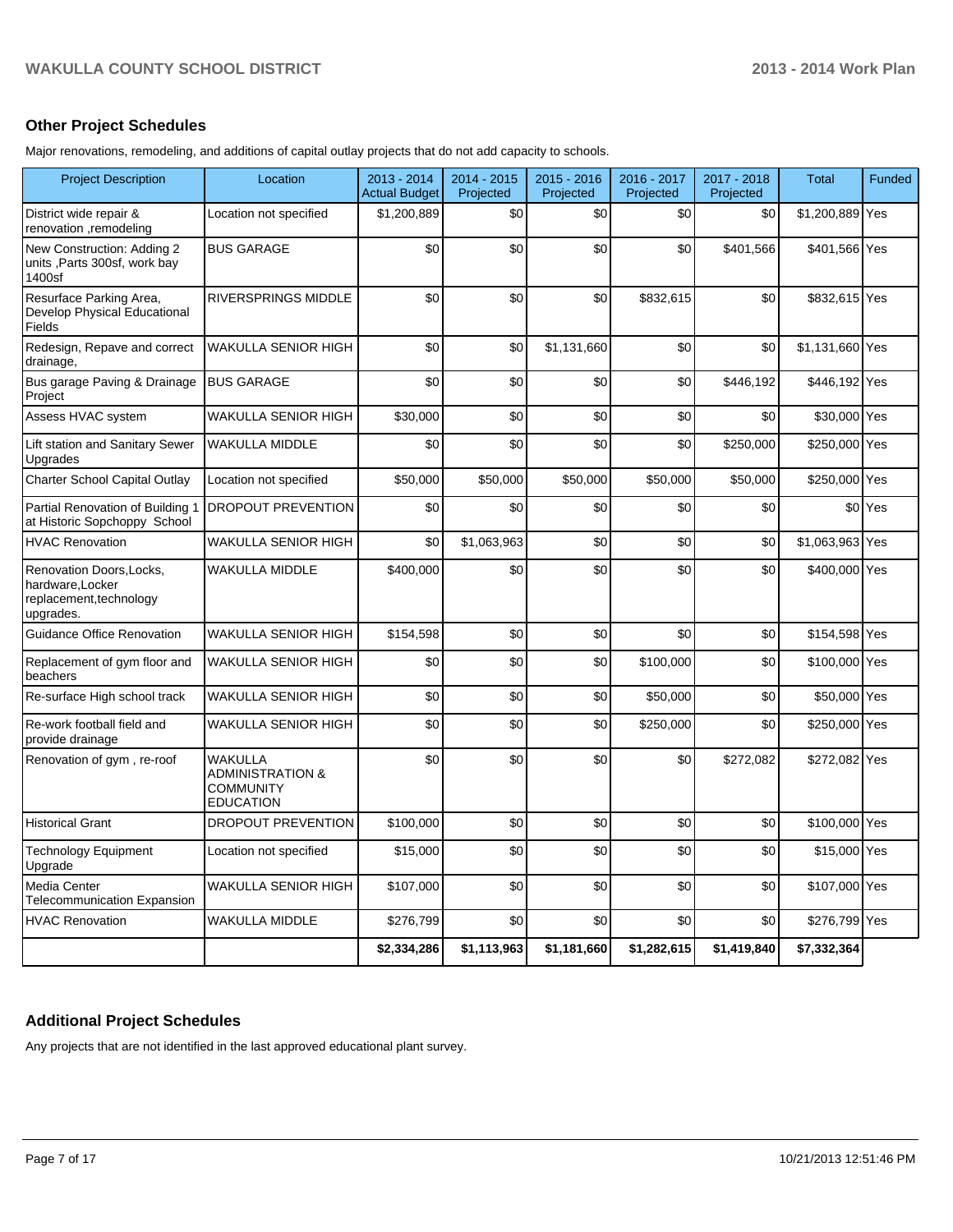## Other Project Schedules

Major renovations, remodeling, and additions of capital outlay projects that do not add capacity to schools.

| Project Description | Location | 2013 - 2014 Actual Budget | 2014 - 2015 Projected | 2015 - 2016 Projected | 2016 - 2017 Projected | 2017 - 2018 Projected | Total | Funded |
|---|---|---|---|---|---|---|---|---|
| District wide repair & renovation ,remodeling | Location not specified | $1,200,889 | $0 | $0 | $0 | $0 | $1,200,889 | Yes |
| New Construction: Adding 2 units ,Parts 300sf, work bay 1400sf | BUS GARAGE | $0 | $0 | $0 | $0 | $401,566 | $401,566 | Yes |
| Resurface Parking Area, Develop Physical Educational Fields | RIVERSPRINGS MIDDLE | $0 | $0 | $0 | $832,615 | $0 | $832,615 | Yes |
| Redesign, Repave and correct drainage, | WAKULLA SENIOR HIGH | $0 | $0 | $1,131,660 | $0 | $0 | $1,131,660 | Yes |
| Bus garage Paving & Drainage Project | BUS GARAGE | $0 | $0 | $0 | $0 | $446,192 | $446,192 | Yes |
| Assess HVAC system | WAKULLA SENIOR HIGH | $30,000 | $0 | $0 | $0 | $0 | $30,000 | Yes |
| Lift station and Sanitary Sewer Upgrades | WAKULLA MIDDLE | $0 | $0 | $0 | $0 | $250,000 | $250,000 | Yes |
| Charter School Capital Outlay | Location not specified | $50,000 | $50,000 | $50,000 | $50,000 | $50,000 | $250,000 | Yes |
| Partial Renovation of Building 1 at Historic Sopchoppy School | DROPOUT PREVENTION | $0 | $0 | $0 | $0 | $0 | $0 | Yes |
| HVAC Renovation | WAKULLA SENIOR HIGH | $0 | $1,063,963 | $0 | $0 | $0 | $1,063,963 | Yes |
| Renovation Doors,Locks, hardware,Locker replacement,technology upgrades. | WAKULLA MIDDLE | $400,000 | $0 | $0 | $0 | $0 | $400,000 | Yes |
| Guidance Office Renovation | WAKULLA SENIOR HIGH | $154,598 | $0 | $0 | $0 | $0 | $154,598 | Yes |
| Replacement of gym floor and beachers | WAKULLA SENIOR HIGH | $0 | $0 | $0 | $100,000 | $0 | $100,000 | Yes |
| Re-surface High school track | WAKULLA SENIOR HIGH | $0 | $0 | $0 | $50,000 | $0 | $50,000 | Yes |
| Re-work football field and provide drainage | WAKULLA SENIOR HIGH | $0 | $0 | $0 | $250,000 | $0 | $250,000 | Yes |
| Renovation of gym , re-roof | WAKULLA ADMINISTRATION & COMMUNITY EDUCATION | $0 | $0 | $0 | $0 | $272,082 | $272,082 | Yes |
| Historical Grant | DROPOUT PREVENTION | $100,000 | $0 | $0 | $0 | $0 | $100,000 | Yes |
| Technology Equipment Upgrade | Location not specified | $15,000 | $0 | $0 | $0 | $0 | $15,000 | Yes |
| Media Center Telecommunication Expansion | WAKULLA SENIOR HIGH | $107,000 | $0 | $0 | $0 | $0 | $107,000 | Yes |
| HVAC Renovation | WAKULLA MIDDLE | $276,799 | $0 | $0 | $0 | $0 | $276,799 | Yes |
| | | **$2,334,286** | **$1,113,963** | **$1,181,660** | **$1,282,615** | **$1,419,840** | **$7,332,364** | |

## Additional Project Schedules

Any projects that are not identified in the last approved educational plant survey.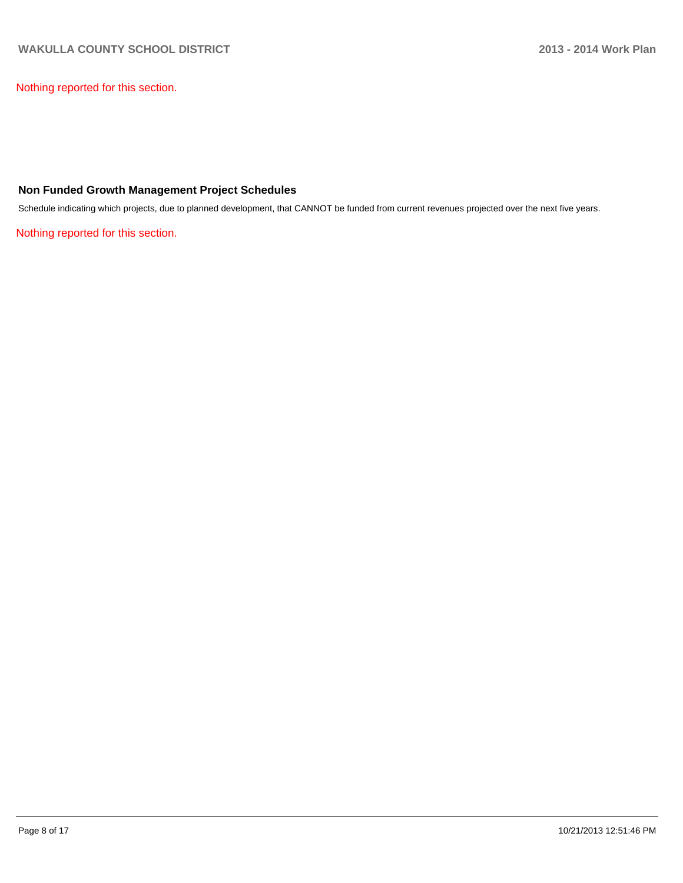Nothing reported for this section.

### Non Funded Growth Management Project Schedules

Schedule indicating which projects, due to planned development, that CANNOT be funded from current revenues projected over the next five years.

Nothing reported for this section.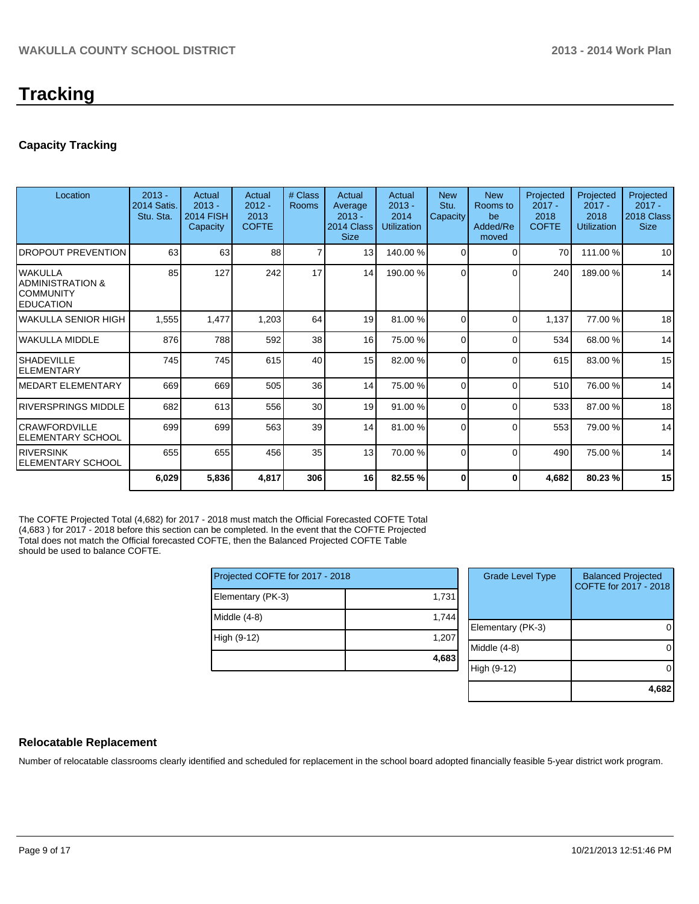# Tracking

## Capacity Tracking

| Location | 2013 - 2014 Satis. Stu. Sta. | Actual 2013 - 2014 FISH Capacity | Actual 2012 - 2013 COFTE | # Class Rooms | Actual Average 2013 - 2014 Class Size | Actual 2013 - 2014 Utilization | New Stu. Capacity | New Rooms to be Added/Removed | Projected 2017 - 2018 COFTE | Projected 2017 - 2018 Utilization | Projected 2017 - 2018 Class Size |
|---|---|---|---|---|---|---|---|---|---|---|---|
| DROPOUT PREVENTION | 63 | 63 | 88 | 7 | 13 | 140.00 % | 0 | 0 | 70 | 111.00 % | 10 |
| WAKULLA ADMINISTRATION & COMMUNITY EDUCATION | 85 | 127 | 242 | 17 | 14 | 190.00 % | 0 | 0 | 240 | 189.00 % | 14 |
| WAKULLA SENIOR HIGH | 1,555 | 1,477 | 1,203 | 64 | 19 | 81.00 % | 0 | 0 | 1,137 | 77.00 % | 18 |
| WAKULLA MIDDLE | 876 | 788 | 592 | 38 | 16 | 75.00 % | 0 | 0 | 534 | 68.00 % | 14 |
| SHADEVILLE ELEMENTARY | 745 | 745 | 615 | 40 | 15 | 82.00 % | 0 | 0 | 615 | 83.00 % | 15 |
| MEDART ELEMENTARY | 669 | 669 | 505 | 36 | 14 | 75.00 % | 0 | 0 | 510 | 76.00 % | 14 |
| RIVERSPRINGS MIDDLE | 682 | 613 | 556 | 30 | 19 | 91.00 % | 0 | 0 | 533 | 87.00 % | 18 |
| CRAWFORDVILLE ELEMENTARY SCHOOL | 699 | 699 | 563 | 39 | 14 | 81.00 % | 0 | 0 | 553 | 79.00 % | 14 |
| RIVERSINK ELEMENTARY SCHOOL | 655 | 655 | 456 | 35 | 13 | 70.00 % | 0 | 0 | 490 | 75.00 % | 14 |
| | **6,029** | **5,836** | **4,817** | **306** | **16** | **82.55 %** | **0** | **0** | **4,682** | **80.23 %** | **15** |

The COFTE Projected Total (4,682) for 2017 - 2018 must match the Official Forecasted COFTE Total (4,683 ) for 2017 - 2018 before this section can be completed. In the event that the COFTE Projected Total does not match the Official forecasted COFTE, then the Balanced Projected COFTE Table should be used to balance COFTE.

| Projected COFTE for 2017 - 2018 | |
|---|---|
| Elementary (PK-3) | 1,731 |
| Middle (4-8) | 1,744 |
| High (9-12) | 1,207 |
| | **4,683** |

| Grade Level Type | Balanced Projected COFTE for 2017 - 2018 |
|---|---|
| Elementary (PK-3) | 0 |
| Middle (4-8) | 0 |
| High (9-12) | 0 |
| | **4,682** |

## Relocatable Replacement

Number of relocatable classrooms clearly identified and scheduled for replacement in the school board adopted financially feasible 5-year district work program.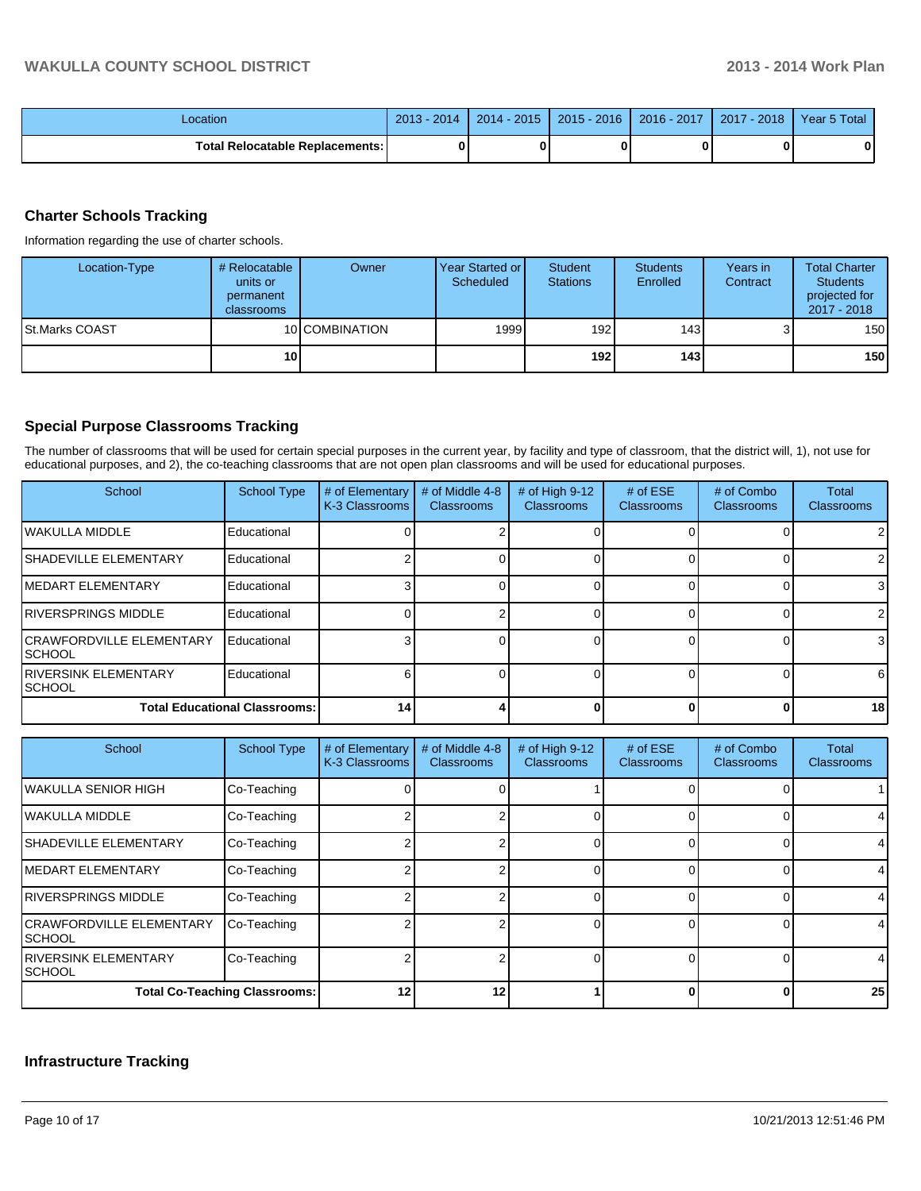| Location | 2013 - 2014 | 2014 - 2015 | 2015 - 2016 | 2016 - 2017 | 2017 - 2018 | Year 5 Total |
|---|---|---|---|---|---|---|
| **Total Relocatable Replacements:** | **0** | **0** | **0** | **0** | **0** | **0** |

## Charter Schools Tracking

Information regarding the use of charter schools.

| Location-Type | # Relocatable units or permanent classrooms | Owner | Year Started or Scheduled | Student Stations | Students Enrolled | Years in Contract | Total Charter Students projected for 2017 - 2018 |
|---|---|---|---|---|---|---|---|
| St.Marks COAST | 10 | COMBINATION | 1999 | 192 | 143 | 3 | 150 |
| | **10** | | | **192** | **143** | | **150** |

## Special Purpose Classrooms Tracking

The number of classrooms that will be used for certain special purposes in the current year, by facility and type of classroom, that the district will, 1), not use for educational purposes, and 2), the co-teaching classrooms that are not open plan classrooms and will be used for educational purposes.

| School | School Type | # of Elementary K-3 Classrooms | # of Middle 4-8 Classrooms | # of High 9-12 Classrooms | # of ESE Classrooms | # of Combo Classrooms | Total Classrooms |
|---|---|---|---|---|---|---|---|
| WAKULLA MIDDLE | Educational | 0 | 2 | 0 | 0 | 0 | 2 |
| SHADEVILLE ELEMENTARY | Educational | 2 | 0 | 0 | 0 | 0 | 2 |
| MEDART ELEMENTARY | Educational | 3 | 0 | 0 | 0 | 0 | 3 |
| RIVERSPRINGS MIDDLE | Educational | 0 | 2 | 0 | 0 | 0 | 2 |
| CRAWFORDVILLE ELEMENTARY SCHOOL | Educational | 3 | 0 | 0 | 0 | 0 | 3 |
| RIVERSINK ELEMENTARY SCHOOL | Educational | 6 | 0 | 0 | 0 | 0 | 6 |
| **Total Educational Classrooms:** | | **14** | **4** | **0** | **0** | **0** | **18** |

| School | School Type | # of Elementary K-3 Classrooms | # of Middle 4-8 Classrooms | # of High 9-12 Classrooms | # of ESE Classrooms | # of Combo Classrooms | Total Classrooms |
|---|---|---|---|---|---|---|---|
| WAKULLA SENIOR HIGH | Co-Teaching | 0 | 0 | 1 | 0 | 0 | 1 |
| WAKULLA MIDDLE | Co-Teaching | 2 | 2 | 0 | 0 | 0 | 4 |
| SHADEVILLE ELEMENTARY | Co-Teaching | 2 | 2 | 0 | 0 | 0 | 4 |
| MEDART ELEMENTARY | Co-Teaching | 2 | 2 | 0 | 0 | 0 | 4 |
| RIVERSPRINGS MIDDLE | Co-Teaching | 2 | 2 | 0 | 0 | 0 | 4 |
| CRAWFORDVILLE ELEMENTARY SCHOOL | Co-Teaching | 2 | 2 | 0 | 0 | 0 | 4 |
| RIVERSINK ELEMENTARY SCHOOL | Co-Teaching | 2 | 2 | 0 | 0 | 0 | 4 |
| **Total Co-Teaching Classrooms:** | | **12** | **12** | **1** | **0** | **0** | **25** |

## Infrastructure Tracking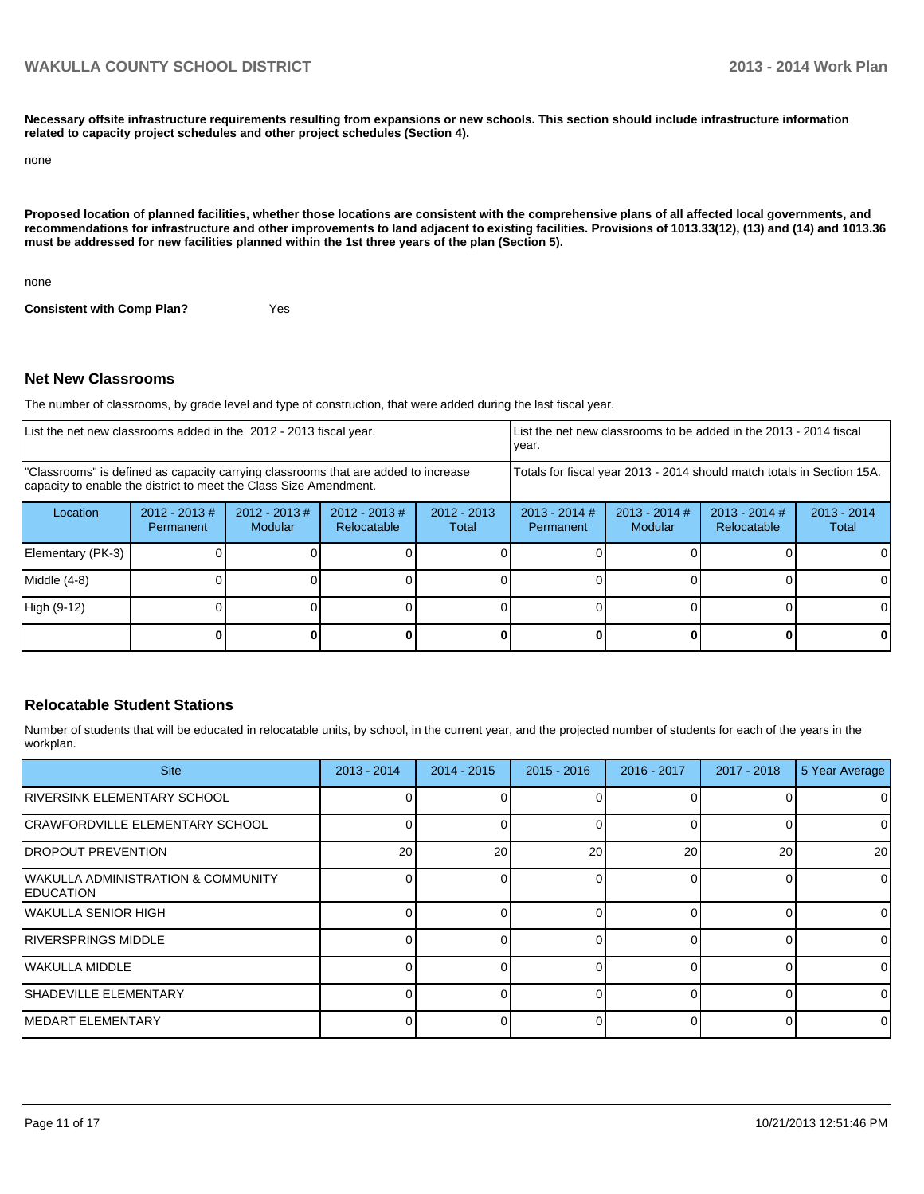**Necessary offsite infrastructure requirements resulting from expansions or new schools. This section should include infrastructure information related to capacity project schedules and other project schedules (Section 4).**

none

**Proposed location of planned facilities, whether those locations are consistent with the comprehensive plans of all affected local governments, and recommendations for infrastructure and other improvements to land adjacent to existing facilities. Provisions of 1013.33(12), (13) and (14) and 1013.36 must be addressed for new facilities planned within the 1st three years of the plan (Section 5).**

none

**Consistent with Comp Plan?** Yes

### Net New Classrooms

The number of classrooms, by grade level and type of construction, that were added during the last fiscal year.

| List the net new classrooms added in the 2012 - 2013 fiscal year. | | | | | List the net new classrooms to be added in the 2013 - 2014 fiscal year. | | | |
|---|---|---|---|---|---|---|---|---|
| "Classrooms" is defined as capacity carrying classrooms that are added to increase capacity to enable the district to meet the Class Size Amendment. | | | | | Totals for fiscal year 2013 - 2014 should match totals in Section 15A. | | | |
| Location | 2012 - 2013 # Permanent | 2012 - 2013 # Modular | 2012 - 2013 # Relocatable | 2012 - 2013 Total | 2013 - 2014 # Permanent | 2013 - 2014 # Modular | 2013 - 2014 # Relocatable | 2013 - 2014 Total |
| Elementary (PK-3) | 0 | 0 | 0 | 0 | 0 | 0 | 0 | 0 |
| Middle (4-8) | 0 | 0 | 0 | 0 | 0 | 0 | 0 | 0 |
| High (9-12) | 0 | 0 | 0 | 0 | 0 | 0 | 0 | 0 |
| | **0** | **0** | **0** | **0** | **0** | **0** | **0** | **0** |

### Relocatable Student Stations

Number of students that will be educated in relocatable units, by school, in the current year, and the projected number of students for each of the years in the workplan.

| Site | 2013 - 2014 | 2014 - 2015 | 2015 - 2016 | 2016 - 2017 | 2017 - 2018 | 5 Year Average |
|---|---|---|---|---|---|---|
| RIVERSINK ELEMENTARY SCHOOL | 0 | 0 | 0 | 0 | 0 | 0 |
| CRAWFORDVILLE ELEMENTARY SCHOOL | 0 | 0 | 0 | 0 | 0 | 0 |
| DROPOUT PREVENTION | 20 | 20 | 20 | 20 | 20 | 20 |
| WAKULLA ADMINISTRATION & COMMUNITY EDUCATION | 0 | 0 | 0 | 0 | 0 | 0 |
| WAKULLA SENIOR HIGH | 0 | 0 | 0 | 0 | 0 | 0 |
| RIVERSPRINGS MIDDLE | 0 | 0 | 0 | 0 | 0 | 0 |
| WAKULLA MIDDLE | 0 | 0 | 0 | 0 | 0 | 0 |
| SHADEVILLE ELEMENTARY | 0 | 0 | 0 | 0 | 0 | 0 |
| MEDART ELEMENTARY | 0 | 0 | 0 | 0 | 0 | 0 |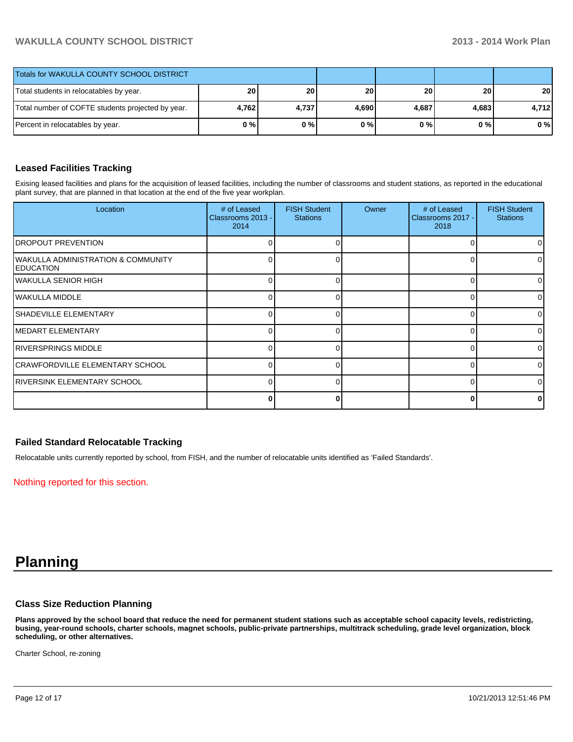| Totals for WAKULLA COUNTY SCHOOL DISTRICT | | | | | | |
|---|---|---|---|---|---|---|
| Total students in relocatables by year. | 20 | 20 | 20 | 20 | 20 | 20 |
| Total number of COFTE students projected by year. | 4,762 | 4,737 | 4,690 | 4,687 | 4,683 | 4,712 |
| Percent in relocatables by year. | 0 % | 0 % | 0 % | 0 % | 0 % | 0 % |

### Leased Facilities Tracking

Exising leased facilities and plans for the acquisition of leased facilities, including the number of classrooms and student stations, as reported in the educational plant survey, that are planned in that location at the end of the five year workplan.

| Location | # of Leased Classrooms 2013 - 2014 | FISH Student Stations | Owner | # of Leased Classrooms 2017 - 2018 | FISH Student Stations |
|---|---|---|---|---|---|
| DROPOUT PREVENTION | 0 | 0 | | 0 | 0 |
| WAKULLA ADMINISTRATION & COMMUNITY EDUCATION | 0 | 0 | | 0 | 0 |
| WAKULLA SENIOR HIGH | 0 | 0 | | 0 | 0 |
| WAKULLA MIDDLE | 0 | 0 | | 0 | 0 |
| SHADEVILLE ELEMENTARY | 0 | 0 | | 0 | 0 |
| MEDART ELEMENTARY | 0 | 0 | | 0 | 0 |
| RIVERSPRINGS MIDDLE | 0 | 0 | | 0 | 0 |
| CRAWFORDVILLE ELEMENTARY SCHOOL | 0 | 0 | | 0 | 0 |
| RIVERSINK ELEMENTARY SCHOOL | 0 | 0 | | 0 | 0 |
| | **0** | **0** | | **0** | **0** |

### Failed Standard Relocatable Tracking

Relocatable units currently reported by school, from FISH, and the number of relocatable units identified as 'Failed Standards'.

Nothing reported for this section.

# Planning

### Class Size Reduction Planning

**Plans approved by the school board that reduce the need for permanent student stations such as acceptable school capacity levels, redistricting, busing, year-round schools, charter schools, magnet schools, public-private partnerships, multitrack scheduling, grade level organization, block scheduling, or other alternatives.**

Charter School, re-zoning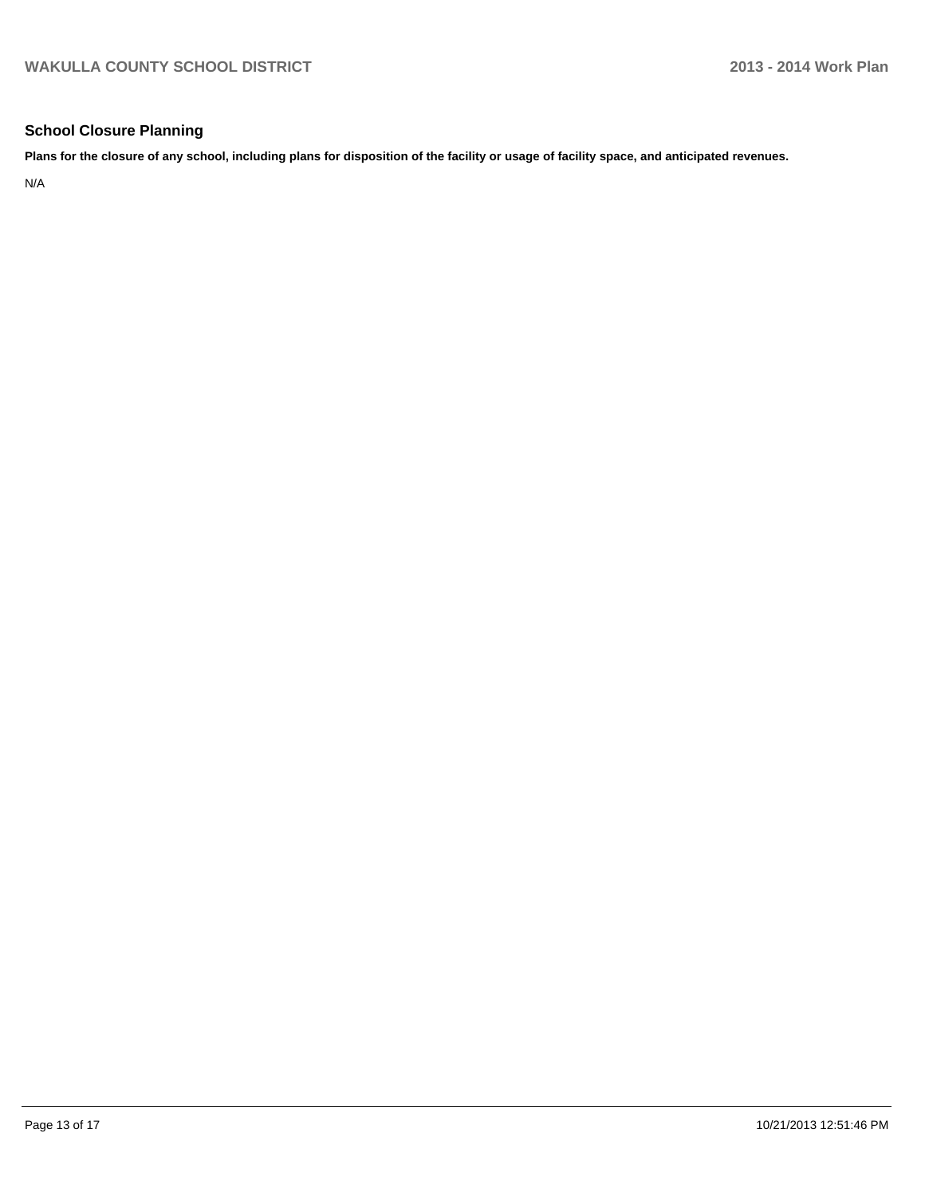## School Closure Planning

**Plans for the closure of any school, including plans for disposition of the facility or usage of facility space, and anticipated revenues.**

N/A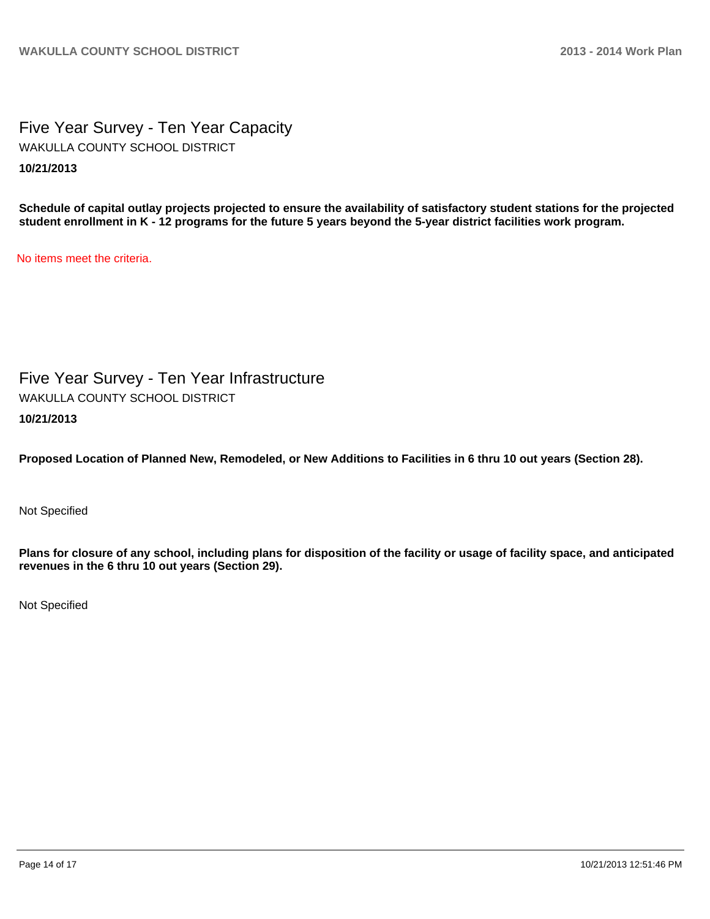# Five Year Survey - Ten Year Capacity

WAKULLA COUNTY SCHOOL DISTRICT

**10/21/2013**

**Schedule of capital outlay projects projected to ensure the availability of satisfactory student stations for the projected student enrollment in K - 12 programs for the future 5 years beyond the 5-year district facilities work program.**

No items meet the criteria.

# Five Year Survey - Ten Year Infrastructure

WAKULLA COUNTY SCHOOL DISTRICT

**10/21/2013**

**Proposed Location of Planned New, Remodeled, or New Additions to Facilities in 6 thru 10 out years (Section 28).**

Not Specified

**Plans for closure of any school, including plans for disposition of the facility or usage of facility space, and anticipated revenues in the 6 thru 10 out years (Section 29).**

Not Specified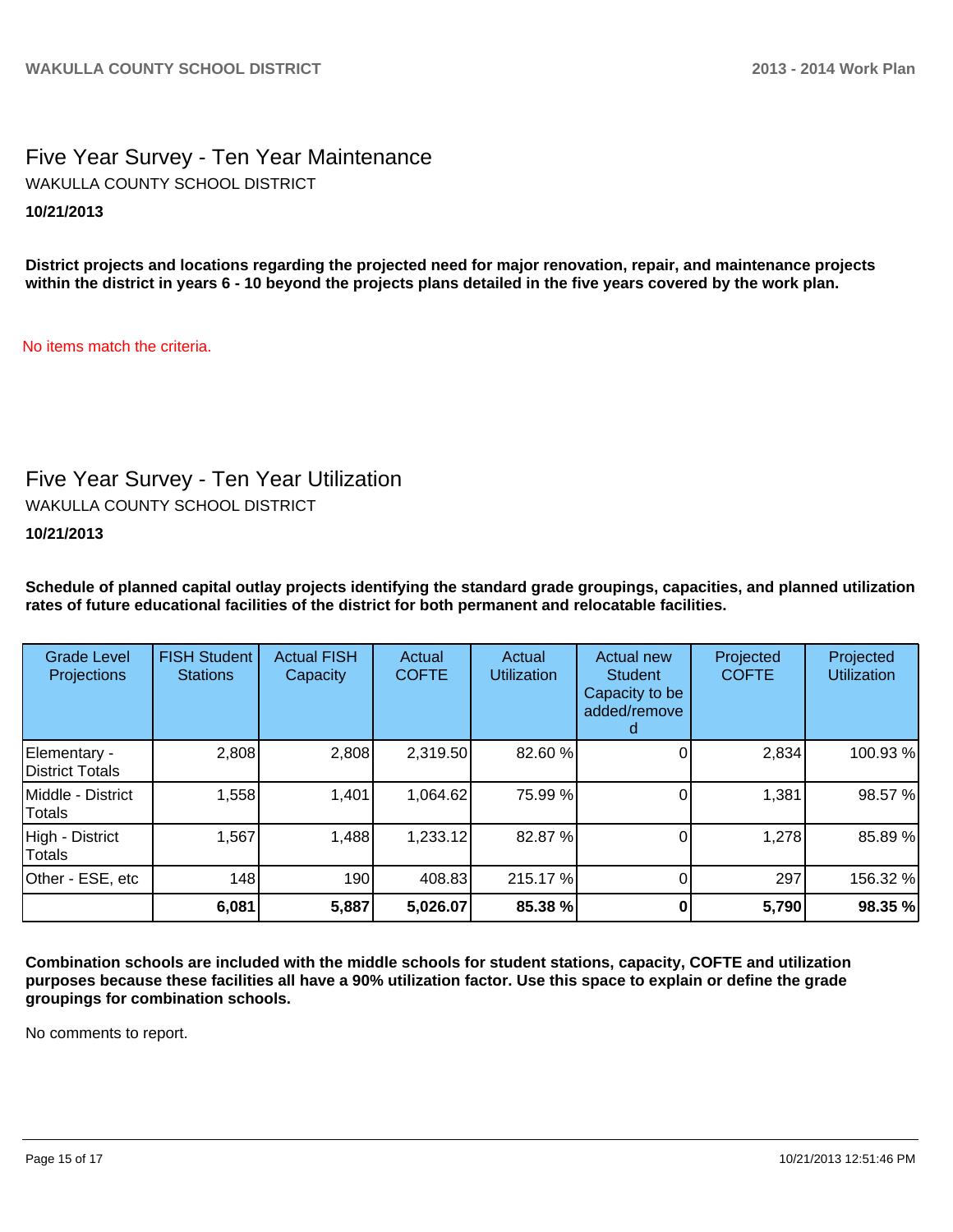## Five Year Survey - Ten Year Maintenance

WAKULLA COUNTY SCHOOL DISTRICT

**10/21/2013**

**District projects and locations regarding the projected need for major renovation, repair, and maintenance projects within the district in years 6 - 10 beyond the projects plans detailed in the five years covered by the work plan.**

No items match the criteria.

## Five Year Survey - Ten Year Utilization

WAKULLA COUNTY SCHOOL DISTRICT

**10/21/2013**

**Schedule of planned capital outlay projects identifying the standard grade groupings, capacities, and planned utilization rates of future educational facilities of the district for both permanent and relocatable facilities.**

| Grade Level Projections | FISH Student Stations | Actual FISH Capacity | Actual COFTE | Actual Utilization | Actual new Student Capacity to be added/removed | Projected COFTE | Projected Utilization |
|---|---|---|---|---|---|---|---|
| Elementary - District Totals | 2,808 | 2,808 | 2,319.50 | 82.60 % | 0 | 2,834 | 100.93 % |
| Middle - District Totals | 1,558 | 1,401 | 1,064.62 | 75.99 % | 0 | 1,381 | 98.57 % |
| High - District Totals | 1,567 | 1,488 | 1,233.12 | 82.87 % | 0 | 1,278 | 85.89 % |
| Other - ESE, etc | 148 | 190 | 408.83 | 215.17 % | 0 | 297 | 156.32 % |
| | **6,081** | **5,887** | **5,026.07** | **85.38 %** | **0** | **5,790** | **98.35 %** |

**Combination schools are included with the middle schools for student stations, capacity, COFTE and utilization purposes because these facilities all have a 90% utilization factor. Use this space to explain or define the grade groupings for combination schools.**

No comments to report.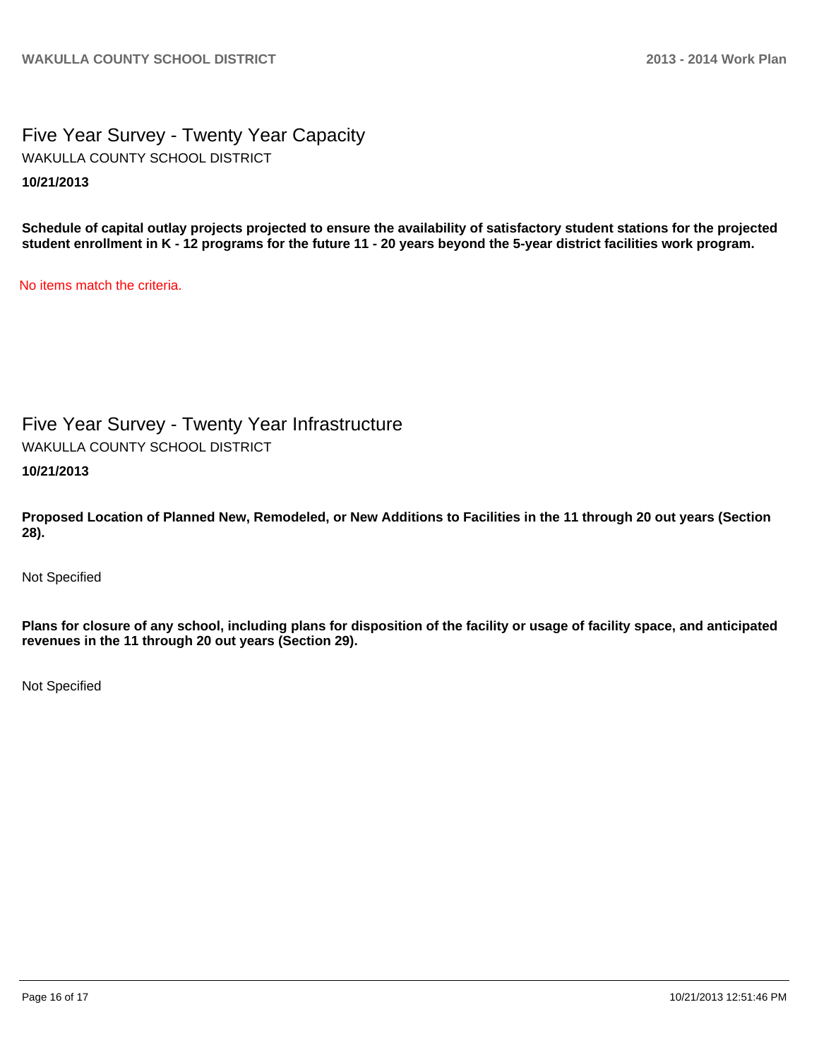# Five Year Survey - Twenty Year Capacity

WAKULLA COUNTY SCHOOL DISTRICT

**10/21/2013**

**Schedule of capital outlay projects projected to ensure the availability of satisfactory student stations for the projected student enrollment in K - 12 programs for the future 11 - 20 years beyond the 5-year district facilities work program.**

No items match the criteria.

# Five Year Survey - Twenty Year Infrastructure

WAKULLA COUNTY SCHOOL DISTRICT

**10/21/2013**

**Proposed Location of Planned New, Remodeled, or New Additions to Facilities in the 11 through 20 out years (Section 28).**

Not Specified

**Plans for closure of any school, including plans for disposition of the facility or usage of facility space, and anticipated revenues in the 11 through 20 out years (Section 29).**

Not Specified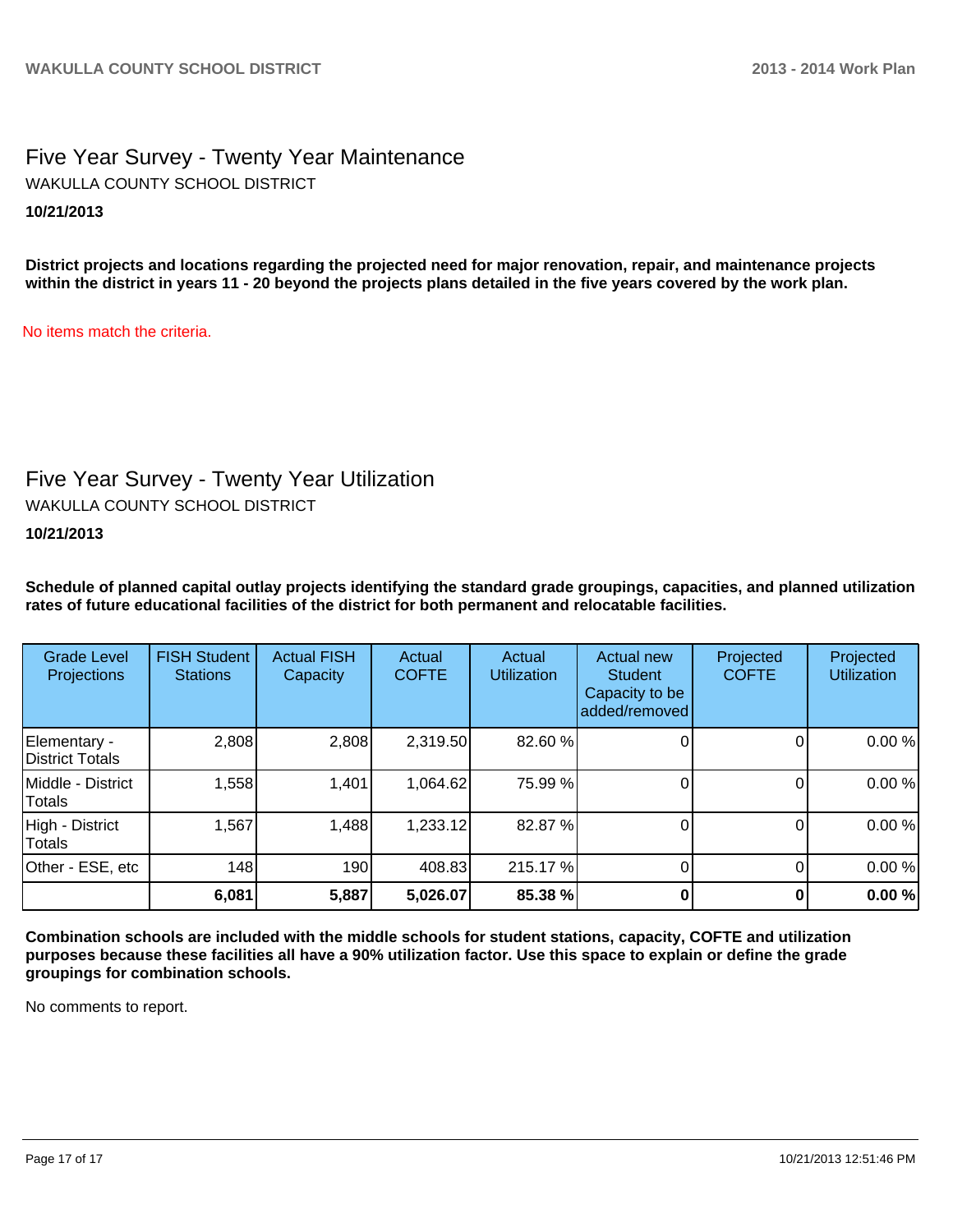# Five Year Survey - Twenty Year Maintenance

WAKULLA COUNTY SCHOOL DISTRICT

**10/21/2013**

**District projects and locations regarding the projected need for major renovation, repair, and maintenance projects within the district in years 11 - 20 beyond the projects plans detailed in the five years covered by the work plan.**

No items match the criteria.

# Five Year Survey - Twenty Year Utilization

WAKULLA COUNTY SCHOOL DISTRICT

**10/21/2013**

**Schedule of planned capital outlay projects identifying the standard grade groupings, capacities, and planned utilization rates of future educational facilities of the district for both permanent and relocatable facilities.**

| Grade Level Projections | FISH Student Stations | Actual FISH Capacity | Actual COFTE | Actual Utilization | Actual new Student Capacity to be added/removed | Projected COFTE | Projected Utilization |
|---|---|---|---|---|---|---|---|
| Elementary - District Totals | 2,808 | 2,808 | 2,319.50 | 82.60 % | 0 | 0 | 0.00 % |
| Middle - District Totals | 1,558 | 1,401 | 1,064.62 | 75.99 % | 0 | 0 | 0.00 % |
| High - District Totals | 1,567 | 1,488 | 1,233.12 | 82.87 % | 0 | 0 | 0.00 % |
| Other - ESE, etc | 148 | 190 | 408.83 | 215.17 % | 0 | 0 | 0.00 % |
| | **6,081** | **5,887** | **5,026.07** | **85.38 %** | **0** | **0** | **0.00 %** |

**Combination schools are included with the middle schools for student stations, capacity, COFTE and utilization purposes because these facilities all have a 90% utilization factor. Use this space to explain or define the grade groupings for combination schools.**

No comments to report.